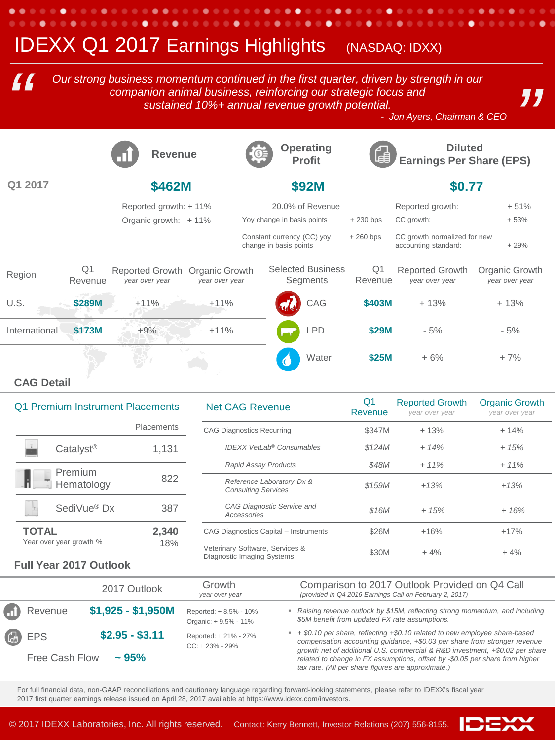# IDEXX Q1 2017 Earnings Highlights (NASDAQ: IDXX)

> *Our strong business momentum continued in the first quarter, driven by strength in our companion animal business, reinforcing our strategic focus and sustained 10%+ annual revenue growth potential.*
>
> *- Jon Ayers, Chairman & CEO*

| | Revenue | Operating Profit | Diluted Earnings Per Share (EPS) |
|---|---|---|---|
| Q1 2017 | **$462M** | **$92M** | **$0.77** |
| | Reported growth: + 11% | 20.0% of Revenue | Reported growth: + 51% |
| | Organic growth: + 11% | Yoy change in basis points + 230 bps | CC growth: + 53% |
| | | Constant currency (CC) yoy change in basis points + 260 bps | CC growth normalized for new accounting standard: + 29% |

| Region | Q1 Revenue | Reported Growth *year over year* | Organic Growth *year over year* |
|---|---|---|---|
| U.S. | **$289M** | +11% | +11% |
| International | **$173M** | +9% | +11% |

| Selected Business Segments | Q1 Revenue | Reported Growth *year over year* | Organic Growth *year over year* |
|---|---|---|---|
| CAG | **$403M** | + 13% | + 13% |
| LPD | **$29M** | - 5% | - 5% |
| Water | **$25M** | + 6% | + 7% |

## CAG Detail

### Q1 Premium Instrument Placements

| | Placements |
|---|---|
| Catalyst® | 1,131 |
| Premium Hematology | 822 |
| SediVue® Dx | 387 |
| **TOTAL** | **2,340** |
| Year over year growth % | 18% |

### Net CAG Revenue

| Net CAG Revenue | Q1 Revenue | Reported Growth *year over year* | Organic Growth *year over year* |
|---|---|---|---|
| CAG Diagnostics Recurring | $347M | + 13% | + 14% |
| *IDEXX VetLab® Consumables* | *$124M* | *+ 14%* | *+ 15%* |
| *Rapid Assay Products* | *$48M* | *+ 11%* | *+ 11%* |
| *Reference Laboratory Dx & Consulting Services* | *$159M* | *+13%* | *+13%* |
| *CAG Diagnostic Service and Accessories* | *$16M* | *+ 15%* | *+ 16%* |
| CAG Diagnostics Capital – Instruments | $26M | +16% | +17% |
| Veterinary Software, Services & Diagnostic Imaging Systems | $30M | + 4% | + 4% |

## Full Year 2017 Outlook

| | 2017 Outlook | Growth *year over year* | Comparison to 2017 Outlook Provided on Q4 Call *(provided in Q4 2016 Earnings Call on February 2, 2017)* |
|---|---|---|---|
| Revenue | **$1,925 - $1,950M** | Reported: + 8.5% - 10%<br>Organic: + 9.5% - 11% | *Raising revenue outlook by $15M, reflecting strong momentum, and including $5M benefit from updated FX rate assumptions.* |
| EPS | **$2.95 - $3.11** | Reported: + 21% - 27%<br>CC: + 23% - 29% | *+ $0.10 per share, reflecting +$0.10 related to new employee share-based compensation accounting guidance, +$0.03 per share from stronger revenue growth net of additional U.S. commercial & R&D investment, +$0.02 per share related to change in FX assumptions, offset by -$0.05 per share from higher tax rate. (All per share figures are approximate.)* |
| Free Cash Flow | **~ 95%** | | |

For full financial data, non-GAAP reconciliations and cautionary language regarding forward-looking statements, please refer to IDEXX's fiscal year 2017 first quarter earnings release issued on April 28, 2017 available at https://www.idexx.com/investors.

© 2017 IDEXX Laboratories, Inc. All rights reserved. Contact: Kerry Bennett, Investor Relations (207) 556-8155.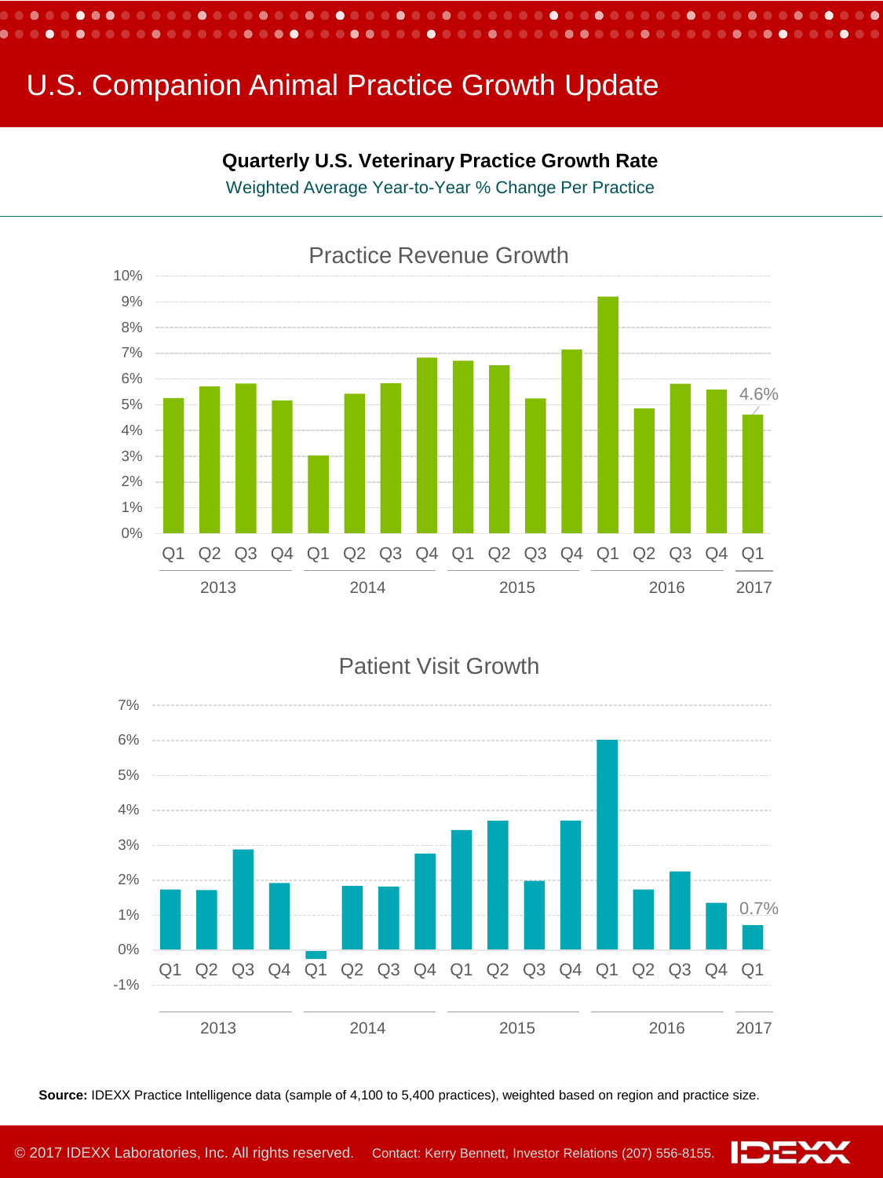# U.S. Companion Animal Practice Growth Update

**Quarterly U.S. Veterinary Practice Growth Rate**

Weighted Average Year-to-Year % Change Per Practice

## Practice Revenue Growth

10%
9%
8%
7%
6%
5%
4%
3%
2%
1%
0%

4.6%

Q1 Q2 Q3 Q4 Q1 Q2 Q3 Q4 Q1 Q2 Q3 Q4 Q1 Q2 Q3 Q4 Q1

2013 2014 2015 2016 2017

## Patient Visit Growth

7%
6%
5%
4%
3%
2%
1%
0%
-1%

0.7%

Q1 Q2 Q3 Q4 Q1 Q2 Q3 Q4 Q1 Q2 Q3 Q4 Q1 Q2 Q3 Q4 Q1

2013 2014 2015 2016 2017

**Source:** IDEXX Practice Intelligence data (sample of 4,100 to 5,400 practices), weighted based on region and practice size.

© 2017 IDEXX Laboratories, Inc. All rights reserved. Contact: Kerry Bennett, Investor Relations (207) 556-8155.